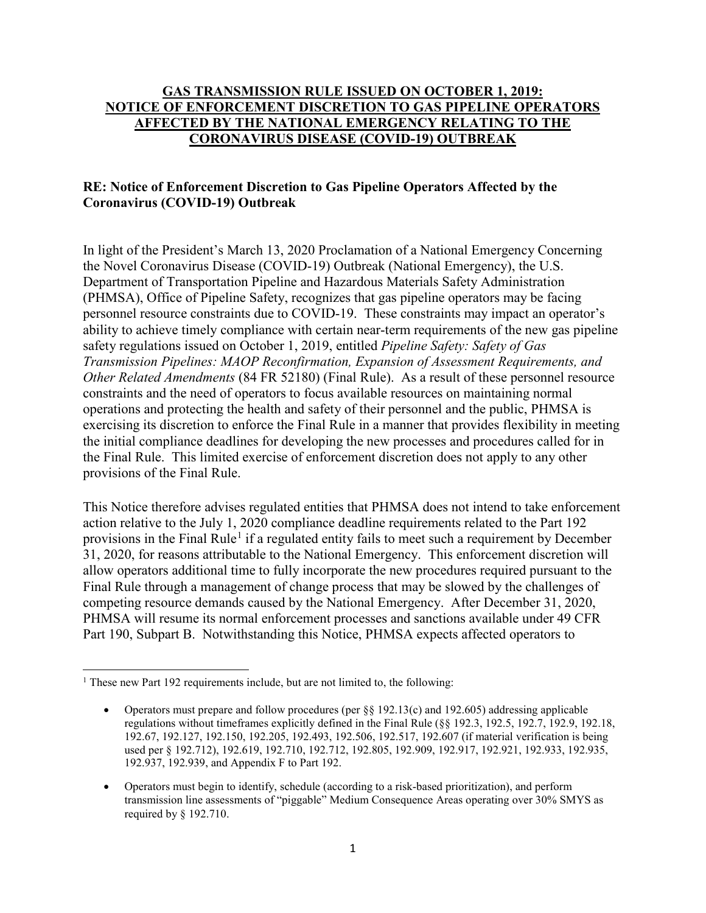# GAS TRANSMISSION RULE ISSUED ON OCTOBER 1, 2019: NOTICE OF ENFORCEMENT DISCRETION TO GAS PIPELINE OPERATORS AFFECTED BY THE NATIONAL EMERGENCY RELATING TO THE CORONAVIRUS DISEASE (COVID-19) OUTBREAK

**RE: Notice of Enforcement Discretion to Gas Pipeline Operators Affected by the Coronavirus (COVID-19) Outbreak**

In light of the President's March 13, 2020 Proclamation of a National Emergency Concerning the Novel Coronavirus Disease (COVID-19) Outbreak (National Emergency), the U.S. Department of Transportation Pipeline and Hazardous Materials Safety Administration (PHMSA), Office of Pipeline Safety, recognizes that gas pipeline operators may be facing personnel resource constraints due to COVID-19. These constraints may impact an operator's ability to achieve timely compliance with certain near-term requirements of the new gas pipeline safety regulations issued on October 1, 2019, entitled *Pipeline Safety: Safety of Gas Transmission Pipelines: MAOP Reconfirmation, Expansion of Assessment Requirements, and Other Related Amendments* (84 FR 52180) (Final Rule). As a result of these personnel resource constraints and the need of operators to focus available resources on maintaining normal operations and protecting the health and safety of their personnel and the public, PHMSA is exercising its discretion to enforce the Final Rule in a manner that provides flexibility in meeting the initial compliance deadlines for developing the new processes and procedures called for in the Final Rule. This limited exercise of enforcement discretion does not apply to any other provisions of the Final Rule.

This Notice therefore advises regulated entities that PHMSA does not intend to take enforcement action relative to the July 1, 2020 compliance deadline requirements related to the Part 192 provisions in the Final Rule[1] if a regulated entity fails to meet such a requirement by December 31, 2020, for reasons attributable to the National Emergency. This enforcement discretion will allow operators additional time to fully incorporate the new procedures required pursuant to the Final Rule through a management of change process that may be slowed by the challenges of competing resource demands caused by the National Emergency. After December 31, 2020, PHMSA will resume its normal enforcement processes and sanctions available under 49 CFR Part 190, Subpart B. Notwithstanding this Notice, PHMSA expects affected operators to

---

[1] These new Part 192 requirements include, but are not limited to, the following:

- Operators must prepare and follow procedures (per §§ 192.13(c) and 192.605) addressing applicable regulations without timeframes explicitly defined in the Final Rule (§§ 192.3, 192.5, 192.7, 192.9, 192.18, 192.67, 192.127, 192.150, 192.205, 192.493, 192.506, 192.517, 192.607 (if material verification is being used per § 192.712), 192.619, 192.710, 192.712, 192.805, 192.909, 192.917, 192.921, 192.933, 192.935, 192.937, 192.939, and Appendix F to Part 192.
- Operators must begin to identify, schedule (according to a risk-based prioritization), and perform transmission line assessments of "piggable" Medium Consequence Areas operating over 30% SMYS as required by § 192.710.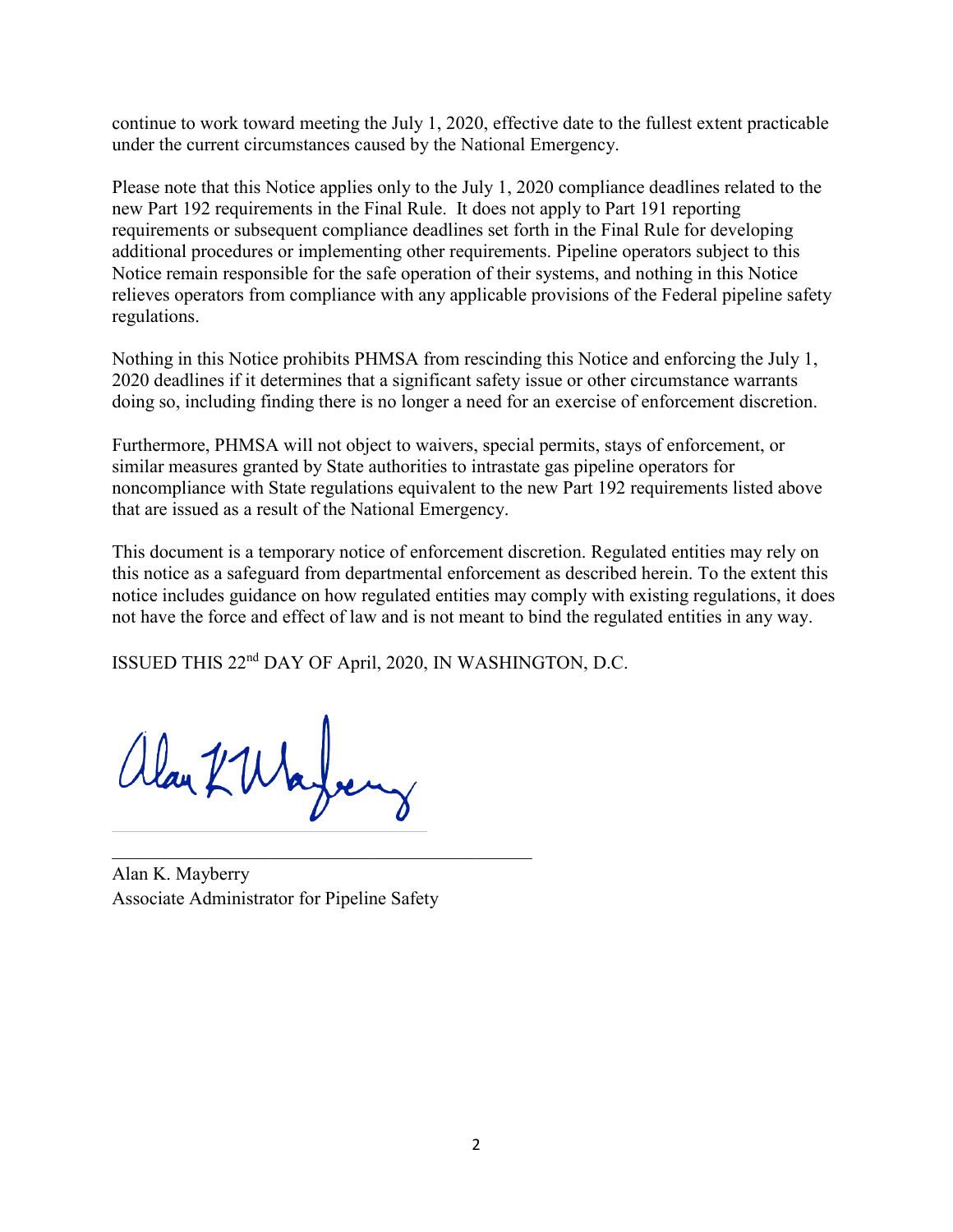continue to work toward meeting the July 1, 2020, effective date to the fullest extent practicable under the current circumstances caused by the National Emergency.

Please note that this Notice applies only to the July 1, 2020 compliance deadlines related to the new Part 192 requirements in the Final Rule. It does not apply to Part 191 reporting requirements or subsequent compliance deadlines set forth in the Final Rule for developing additional procedures or implementing other requirements. Pipeline operators subject to this Notice remain responsible for the safe operation of their systems, and nothing in this Notice relieves operators from compliance with any applicable provisions of the Federal pipeline safety regulations.

Nothing in this Notice prohibits PHMSA from rescinding this Notice and enforcing the July 1, 2020 deadlines if it determines that a significant safety issue or other circumstance warrants doing so, including finding there is no longer a need for an exercise of enforcement discretion.

Furthermore, PHMSA will not object to waivers, special permits, stays of enforcement, or similar measures granted by State authorities to intrastate gas pipeline operators for noncompliance with State regulations equivalent to the new Part 192 requirements listed above that are issued as a result of the National Emergency.

This document is a temporary notice of enforcement discretion. Regulated entities may rely on this notice as a safeguard from departmental enforcement as described herein. To the extent this notice includes guidance on how regulated entities may comply with existing regulations, it does not have the force and effect of law and is not meant to bind the regulated entities in any way.

ISSUED THIS 22nd DAY OF April, 2020, IN WASHINGTON, D.C.

\_\_\_\_\_\_\_\_\_\_\_\_\_\_\_\_\_\_\_\_\_\_\_\_\_\_\_\_\_\_\_\_\_\_\_\_\_\_\_\_

Alan K. Mayberry
Associate Administrator for Pipeline Safety